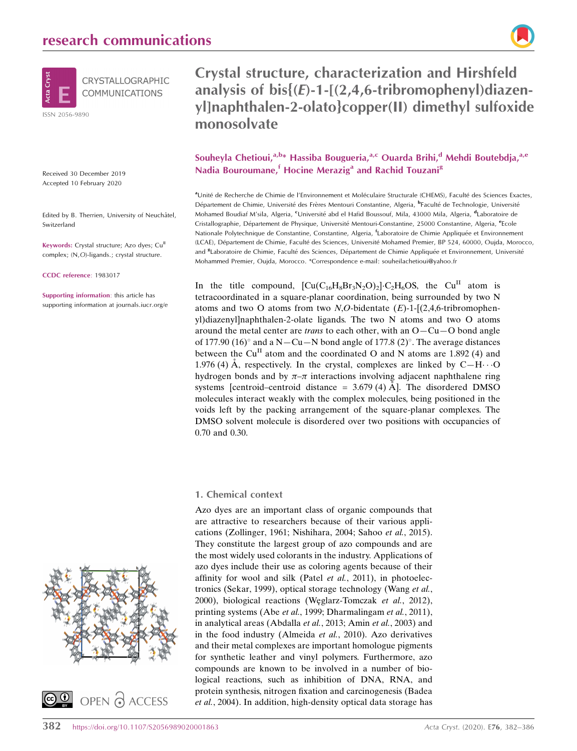# Crystal structure, characterization and Hirshfeld analysis of bis{(*E*)-1-[(2,4,6-tribromophenyl)diazenyl]naphthalen-2-olato}copper(II) dimethyl sulfoxide monosolvate

**Souheyla Chetioui,[a,b]* Hassiba Bougueria,[a,c] Ouarda Brihi,[d] Mehdi Boutebdja,[a,e] Nadia Bouroumane,[f] Hocine Merazig[a] and Rachid Touzani[g]**

[a]Unité de Recherche de Chimie de l'Environnement et Moléculaire Structurale (CHEMS), Faculté des Sciences Exactes, Département de Chimie, Université des Frères Mentouri Constantine, Algeria, [b]Faculté de Technologie, Université Mohamed Boudiaf M'sila, Algeria, [c]Université abd el Hafid Boussouf, Mila, 43000 Mila, Algeria, [d]Laboratoire de Cristallographie, Département de Physique, Université Mentouri-Constantine, 25000 Constantine, Algeria, [e]Ecole Nationale Polytechnique de Constantine, Constantine, Algeria, [f]Laboratoire de Chimie Appliquée et Environnement (LCAE), Département de Chimie, Faculté des Sciences, Université Mohamed Premier, BP 524, 60000, Oujda, Morocco, and [g]Laboratoire de Chimie, Faculté des Sciences, Département de Chimie Appliquée et Environnement, Université Mohammed Premier, Oujda, Morocco. *Correspondence e-mail: souheilachetioui@yahoo.fr

ISSN 2056-9890

Received 30 December 2019
Accepted 10 February 2020

Edited by B. Therrien, University of Neuchâtel, Switzerland

**Keywords:** Crystal structure; Azo dyes; $Cu^{II}$ complex; (*N*,*O*)-ligands.; crystal structure.

**CCDC reference**: 1983017

**Supporting information**: this article has supporting information at journals.iucr.org/e

In the title compound, $[Cu(C_{16}H_8Br_3N_2O)_2]\cdot C_2H_6OS$, the $Cu^{II}$ atom is tetracoordinated in a square-planar coordination, being surrounded by two N atoms and two O atoms from two *N*,*O*-bidentate (*E*)-1-[(2,4,6-tribromophenyl)diazenyl]naphthalen-2-olate ligands. The two N atoms and two O atoms around the metal center are *trans* to each other, with an O—Cu—O bond angle of 177.90 (16)° and a N—Cu—N bond angle of 177.8 (2)°. The average distances between the $Cu^{II}$ atom and the coordinated O and N atoms are 1.892 (4) and 1.976 (4) Å, respectively. In the crystal, complexes are linked by C—H⋯O hydrogen bonds and by π–π interactions involving adjacent naphthalene ring systems [centroid–centroid distance = 3.679 (4) Å]. The disordered DMSO molecules interact weakly with the complex molecules, being positioned in the voids left by the packing arrangement of the square-planar complexes. The DMSO solvent molecule is disordered over two positions with occupancies of 0.70 and 0.30.

## 1. Chemical context

Azo dyes are an important class of organic compounds that are attractive to researchers because of their various applications (Zollinger, 1961; Nishihara, 2004; Sahoo *et al.*, 2015). They constitute the largest group of azo compounds and are the most widely used colorants in the industry. Applications of azo dyes include their use as coloring agents because of their affinity for wool and silk (Patel *et al.*, 2011), in photoelectronics (Sekar, 1999), optical storage technology (Wang *et al.*, 2000), biological reactions (Węglarz-Tomczak *et al.*, 2012), printing systems (Abe *et al.*, 1999; Dharmalingam *et al.*, 2011), in analytical areas (Abdalla *et al.*, 2013; Amin *et al.*, 2003) and in the food industry (Almeida *et al.*, 2010). Azo derivatives and their metal complexes are important homologue pigments for synthetic leather and vinyl polymers. Furthermore, azo compounds are known to be involved in a number of biological reactions, such as inhibition of DNA, RNA, and protein synthesis, nitrogen fixation and carcinogenesis (Badea *et al.*, 2004). In addition, high-density optical data storage has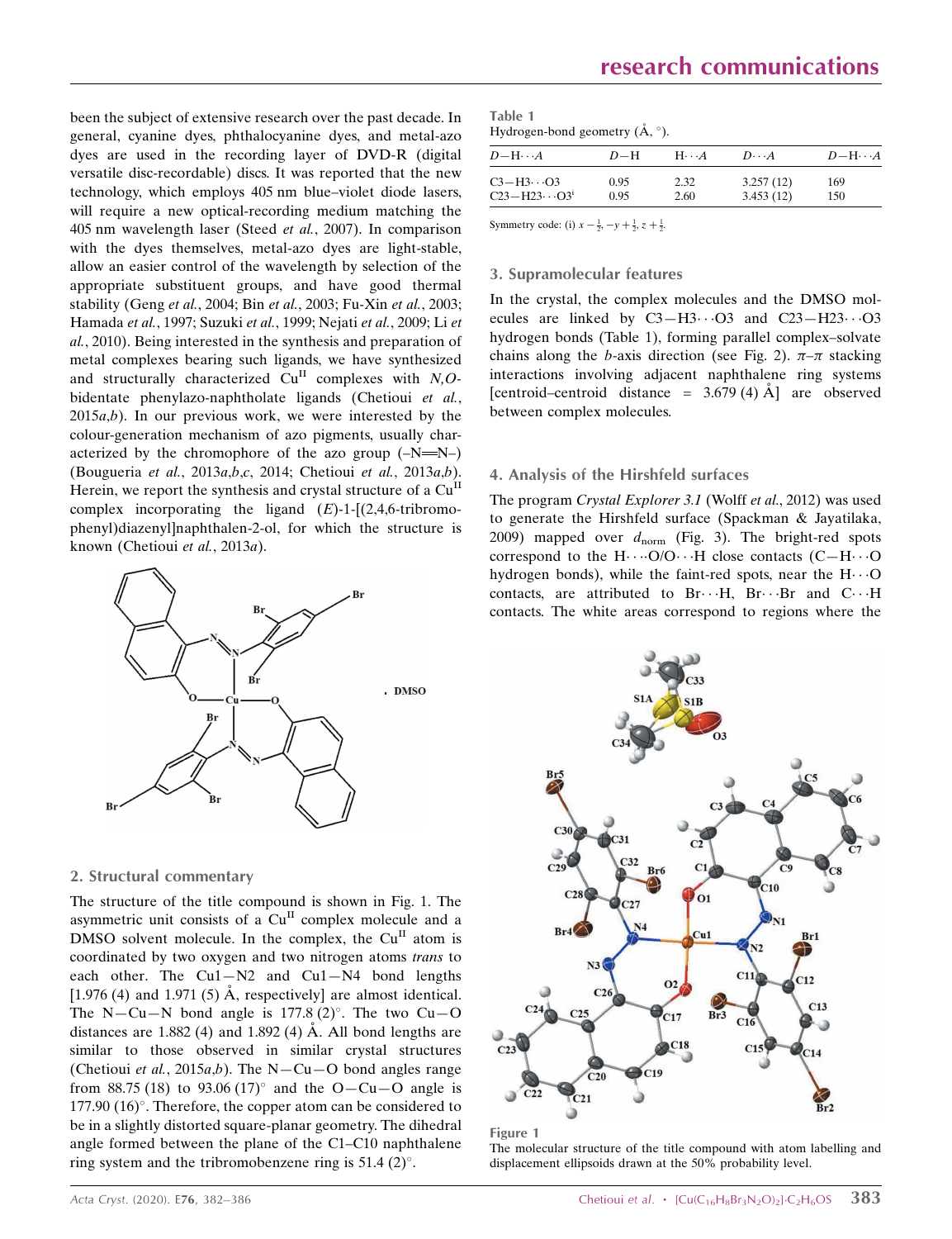been the subject of extensive research over the past decade. In general, cyanine dyes, phthalocyanine dyes, and metal-azo dyes are used in the recording layer of DVD-R (digital versatile disc-recordable) discs. It was reported that the new technology, which employs 405 nm blue–violet diode lasers, will require a new optical-recording medium matching the 405 nm wavelength laser (Steed *et al.*, 2007). In comparison with the dyes themselves, metal-azo dyes are light-stable, allow an easier control of the wavelength by selection of the appropriate substituent groups, and have good thermal stability (Geng *et al.*, 2004; Bin *et al.*, 2003; Fu-Xin *et al.*, 2003; Hamada *et al.*, 1997; Suzuki *et al.*, 1999; Nejati *et al.*, 2009; Li *et al.*, 2010). Being interested in the synthesis and preparation of metal complexes bearing such ligands, we have synthesized and structurally characterized $Cu^{II}$ complexes with *N,O*-bidentate phenylazo-naphtholate ligands (Chetioui *et al.*, 2015*a*,*b*). In our previous work, we were interested by the colour-generation mechanism of azo pigments, usually characterized by the chromophore of the azo group (–N═N–) (Bougueria *et al.*, 2013*a*,*b*,*c*, 2014; Chetioui *et al.*, 2013*a*,*b*). Herein, we report the synthesis and crystal structure of a $Cu^{II}$ complex incorporating the ligand (*E*)-1-[(2,4,6-tribromophenyl)diazenyl]naphthalen-2-ol, for which the structure is known (Chetioui *et al.*, 2013*a*).

## 2. Structural commentary

The structure of the title compound is shown in Fig. 1. The asymmetric unit consists of a $Cu^{II}$ complex molecule and a DMSO solvent molecule. In the complex, the $Cu^{II}$ atom is coordinated by two oxygen and two nitrogen atoms *trans* to each other. The Cu1—N2 and Cu1—N4 bond lengths [1.976 (4) and 1.971 (5) Å, respectively] are almost identical. The N—Cu—N bond angle is 177.8 (2)°. The two Cu—O distances are 1.882 (4) and 1.892 (4) Å. All bond lengths are similar to those observed in similar crystal structures (Chetioui *et al.*, 2015*a*,*b*). The N—Cu—O bond angles range from 88.75 (18) to 93.06 (17)° and the O—Cu—O angle is 177.90 (16)°. Therefore, the copper atom can be considered to be in a slightly distorted square-planar geometry. The dihedral angle formed between the plane of the C1–C10 naphthalene ring system and the tribromobenzene ring is 51.4 (2)°.

Table 1
Hydrogen-bond geometry (Å, °).

| *D*—H⋯*A* | *D*—H | H⋯*A* | *D*⋯*A* | *D*—H⋯*A* |
|---|---|---|---|---|
| C3—H3⋯O3 | 0.95 | 2.32 | 3.257 (12) | 169 |
| C23—H23⋯O3[i] | 0.95 | 2.60 | 3.453 (12) | 150 |

Symmetry code: (i) $x-\frac{1}{2}, -y+\frac{1}{2}, z+\frac{1}{2}$.

## 3. Supramolecular features

In the crystal, the complex molecules and the DMSO molecules are linked by C3—H3⋯O3 and C23—H23⋯O3 hydrogen bonds (Table 1), forming parallel complex–solvate chains along the *b*-axis direction (see Fig. 2). $\pi$–$\pi$ stacking interactions involving adjacent naphthalene ring systems [centroid–centroid distance = 3.679 (4) Å] are observed between complex molecules.

## 4. Analysis of the Hirshfeld surfaces

The program *Crystal Explorer 3.1* (Wolff *et al.*, 2012) was used to generate the Hirshfeld surface (Spackman & Jayatilaka, 2009) mapped over $d_{norm}$ (Fig. 3). The bright-red spots correspond to the H⋯O/O⋯H close contacts (C—H⋯O hydrogen bonds), while the faint-red spots, near the H⋯O contacts, are attributed to Br⋯H, Br⋯Br and C⋯H contacts. The white areas correspond to regions where the

Figure 1
The molecular structure of the title compound with atom labelling and displacement ellipsoids drawn at the 50% probability level.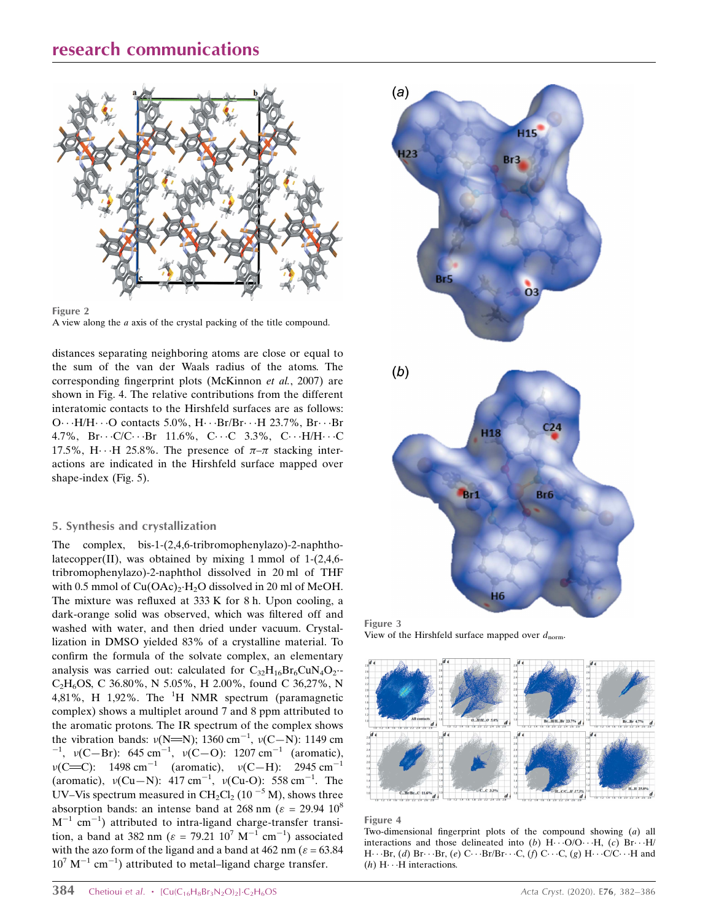**Figure 2**
A view along the *a* axis of the crystal packing of the title compound.

distances separating neighboring atoms are close or equal to the sum of the van der Waals radius of the atoms. The corresponding fingerprint plots (McKinnon *et al.*, 2007) are shown in Fig. 4. The relative contributions from the different interatomic contacts to the Hirshfeld surfaces are as follows: O···H/H···O contacts 5.0%, H···Br/Br···H 23.7%, Br···Br 4.7%, Br···C/C···Br 11.6%, C···C 3.3%, C···H/H···C 17.5%, H···H 25.8%. The presence of π–π stacking interactions are indicated in the Hirshfeld surface mapped over shape-index (Fig. 5).

## 5. Synthesis and crystallization

The complex, bis-1-(2,4,6-tribromophenylazo)-2-naphtholatecopper(II), was obtained by mixing 1 mmol of 1-(2,4,6-tribromophenylazo)-2-naphthol dissolved in 20 ml of THF with 0.5 mmol of $Cu(OAc)_2 \cdot H_2O$ dissolved in 20 ml of MeOH. The mixture was refluxed at 333 K for 8 h. Upon cooling, a dark-orange solid was observed, which was filtered off and washed with water, and then dried under vacuum. Crystallization in DMSO yielded 83% of a crystalline material. To confirm the formula of the solvate complex, an elementary analysis was carried out: calculated for $C_{32}H_{16}Br_6CuN_4O_2 \cdot C_2H_6OS$, C 36.80%, N 5.05%, H 2.00%, found C 36,27%, N 4,81%, H 1,92%. The $^1$H NMR spectrum (paramagnetic complex) shows a multiplet around 7 and 8 ppm attributed to the aromatic protons. The IR spectrum of the complex shows the vibration bands: ν(N=N); 1360 cm$^{-1}$, ν(C—N): 1149 cm$^{-1}$, ν(C—Br): 645 cm$^{-1}$, ν(C—O): 1207 cm$^{-1}$ (aromatic), ν(C=C): 1498 cm$^{-1}$ (aromatic), ν(C—H): 2945 cm$^{-1}$ (aromatic), ν(Cu—N): 417 cm$^{-1}$, ν(Cu-O): 558 cm$^{-1}$. The UV–Vis spectrum measured in $CH_2Cl_2$ ($10^{-5}$ M), shows three absorption bands: an intense band at 268 nm (ε = 29.94 $10^8$ M$^{-1}$ cm$^{-1}$) attributed to intra-ligand charge-transfer transition, a band at 382 nm (ε = 79.21 $10^7$ M$^{-1}$ cm$^{-1}$) associated with the azo form of the ligand and a band at 462 nm (ε = 63.84 $10^7$ M$^{-1}$ cm$^{-1}$) attributed to metal–ligand charge transfer.

**Figure 3**
View of the Hirshfeld surface mapped over $d_{norm}$.

**Figure 4**
Two-dimensional fingerprint plots of the compound showing (*a*) all interactions and those delineated into (*b*) H···O/O···H, (*c*) Br···H/H···Br, (*d*) Br···Br, (*e*) C···Br/Br···C, (*f*) C···C, (*g*) H···C/C···H and (*h*) H···H interactions.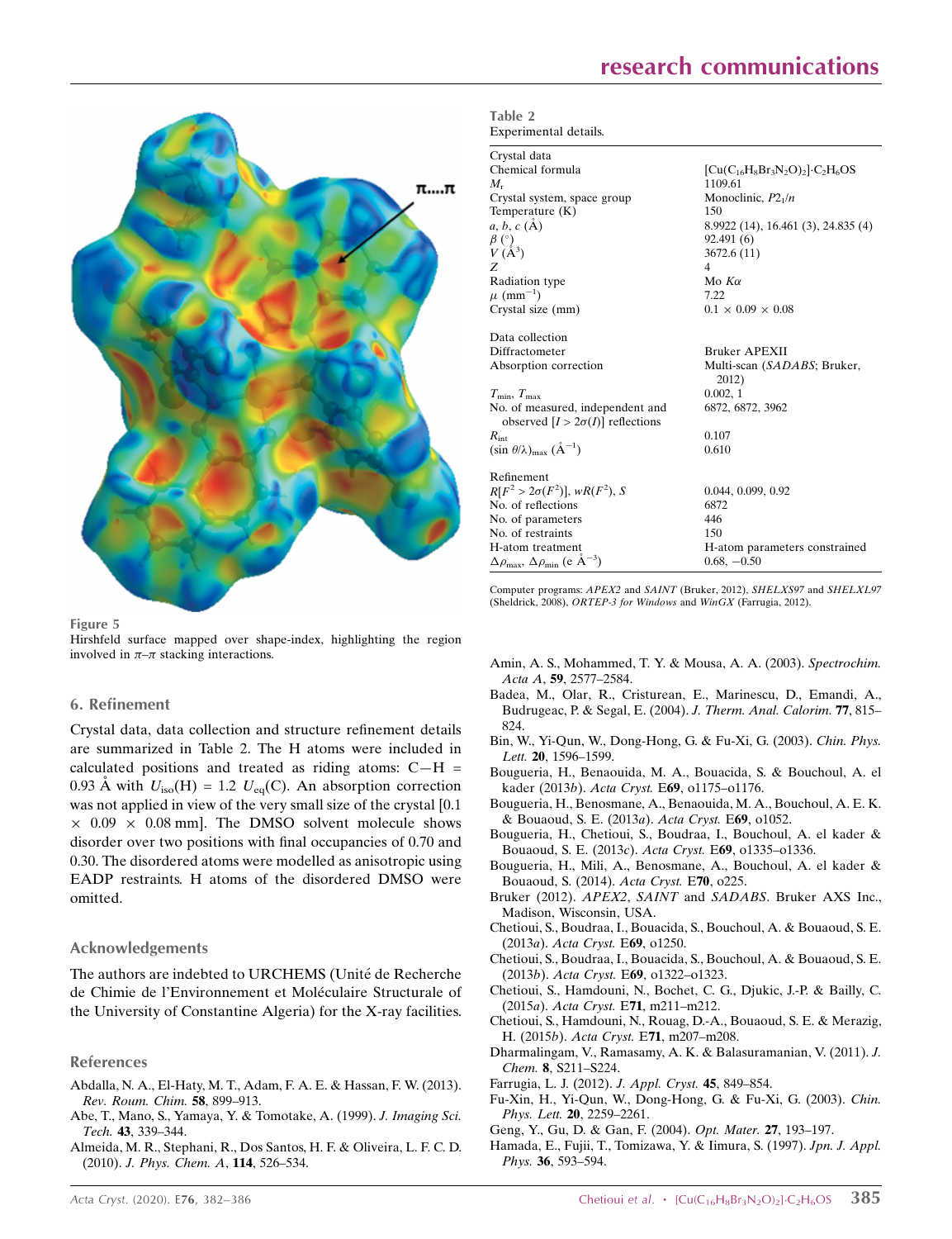Figure 5
Hirshfeld surface mapped over shape-index, highlighting the region involved in π–π stacking interactions.

## 6. Refinement

Crystal data, data collection and structure refinement details are summarized in Table 2. The H atoms were included in calculated positions and treated as riding atoms: C—H = 0.93 Å with $U_{iso}(H) = 1.2\ U_{eq}(C)$. An absorption correction was not applied in view of the very small size of the crystal [0.1 × 0.09 × 0.08 mm]. The DMSO solvent molecule shows disorder over two positions with final occupancies of 0.70 and 0.30. The disordered atoms were modelled as anisotropic using EADP restraints. H atoms of the disordered DMSO were omitted.

**Table 2**
Experimental details.

| | |
|---|---|
| Crystal data | |
| Chemical formula | $[Cu(C_{16}H_8Br_3N_2O)_2]\cdot C_2H_6OS$ |
| $M_r$ | 1109.61 |
| Crystal system, space group | Monoclinic, $P2_1/n$ |
| Temperature (K) | 150 |
| *a*, *b*, *c* (Å) | 8.9922 (14), 16.461 (3), 24.835 (4) |
| β (°) | 92.491 (6) |
| *V* (Å$^3$) | 3672.6 (11) |
| *Z* | 4 |
| Radiation type | Mo *K*α |
| μ (mm$^{-1}$) | 7.22 |
| Crystal size (mm) | 0.1 × 0.09 × 0.08 |
| Data collection | |
| Diffractometer | Bruker APEXII |
| Absorption correction | Multi-scan (*SADABS*; Bruker, 2012) |
| $T_{min}$, $T_{max}$ | 0.002, 1 |
| No. of measured, independent and observed [$I > 2\sigma(I)$] reflections | 6872, 6872, 3962 |
| $R_{int}$ | 0.107 |
| $(\sin \theta/\lambda)_{max}$ (Å$^{-1}$) | 0.610 |
| Refinement | |
| $R[F^2 > 2\sigma(F^2)]$, $wR(F^2)$, *S* | 0.044, 0.099, 0.92 |
| No. of reflections | 6872 |
| No. of parameters | 446 |
| No. of restraints | 150 |
| H-atom treatment | H-atom parameters constrained |
| $\Delta\rho_{max}$, $\Delta\rho_{min}$ (e Å$^{-3}$) | 0.68, −0.50 |

Computer programs: *APEX2* and *SAINT* (Bruker, 2012), *SHELXS97* and *SHELXL97* (Sheldrick, 2008), *ORTEP-3 for Windows* and *WinGX* (Farrugia, 2012).

## Acknowledgements

The authors are indebted to URCHEMS (Unité de Recherche de Chimie de l'Environnement et Moléculaire Structurale of the University of Constantine Algeria) for the X-ray facilities.

## References

Abdalla, N. A., El-Haty, M. T., Adam, F. A. E. & Hassan, F. W. (2013). *Rev. Roum. Chim.* **58**, 899–913.

Abe, T., Mano, S., Yamaya, Y. & Tomotake, A. (1999). *J. Imaging Sci. Tech.* **43**, 339–344.

Almeida, M. R., Stephani, R., Dos Santos, H. F. & Oliveira, L. F. C. D. (2010). *J. Phys. Chem. A*, **114**, 526–534.

Amin, A. S., Mohammed, T. Y. & Mousa, A. A. (2003). *Spectrochim. Acta A*, **59**, 2577–2584.

Badea, M., Olar, R., Cristurean, E., Marinescu, D., Emandi, A., Budrugeac, P. & Segal, E. (2004). *J. Therm. Anal. Calorim.* **77**, 815–824.

Bin, W., Yi-Qun, W., Dong-Hong, G. & Fu-Xi, G. (2003). *Chin. Phys. Lett.* **20**, 1596–1599.

Bougueria, H., Benaouida, M. A., Bouacida, S. & Bouchoul, A. el kader (2013*b*). *Acta Cryst.* E**69**, o1175–o1176.

Bougueria, H., Benosmane, A., Benaouida, M. A., Bouchoul, A. E. K. & Bouaoud, S. E. (2013*a*). *Acta Cryst.* E**69**, o1052.

Bougueria, H., Chetioui, S., Boudraa, I., Bouchoul, A. el kader & Bouaoud, S. E. (2013*c*). *Acta Cryst.* E**69**, o1335–o1336.

Bougueria, H., Mili, A., Benosmane, A., Bouchoul, A. el kader & Bouaoud, S. (2014). *Acta Cryst.* E**70**, o225.

Bruker (2012). *APEX2*, *SAINT* and *SADABS*. Bruker AXS Inc., Madison, Wisconsin, USA.

Chetioui, S., Boudraa, I., Bouacida, S., Bouchoul, A. & Bouaoud, S. E. (2013*a*). *Acta Cryst.* E**69**, o1250.

Chetioui, S., Boudraa, I., Bouacida, S., Bouchoul, A. & Bouaoud, S. E. (2013*b*). *Acta Cryst.* E**69**, o1322–o1323.

Chetioui, S., Hamdouni, N., Bochet, C. G., Djukic, J.-P. & Bailly, C. (2015*a*). *Acta Cryst.* E**71**, m211–m212.

Chetioui, S., Hamdouni, N., Rouag, D.-A., Bouaoud, S. E. & Merazig, H. (2015*b*). *Acta Cryst.* E**71**, m207–m208.

Dharmalingam, V., Ramasamy, A. K. & Balasuramanian, V. (2011). *J. Chem.* **8**, S211–S224.

Farrugia, L. J. (2012). *J. Appl. Cryst.* **45**, 849–854.

Fu-Xin, H., Yi-Qun, W., Dong-Hong, G. & Fu-Xi, G. (2003). *Chin. Phys. Lett.* **20**, 2259–2261.

Geng, Y., Gu, D. & Gan, F. (2004). *Opt. Mater.* **27**, 193–197.

Hamada, E., Fujii, T., Tomizawa, Y. & Iimura, S. (1997). *Jpn. J. Appl. Phys.* **36**, 593–594.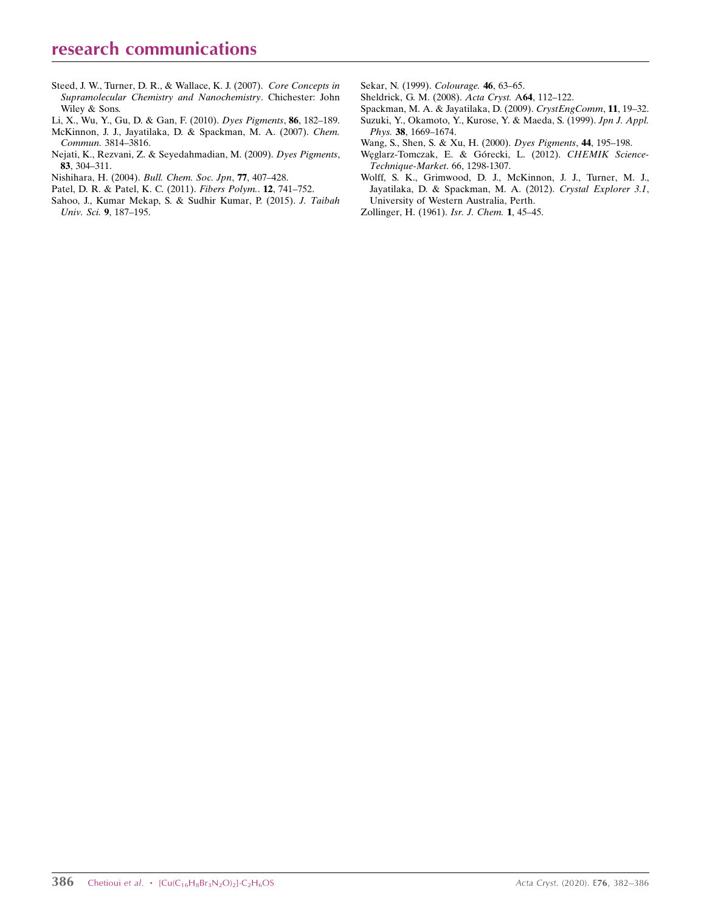Steed, J. W., Turner, D. R., & Wallace, K. J. (2007). *Core Concepts in Supramolecular Chemistry and Nanochemistry*. Chichester: John Wiley & Sons.

Li, X., Wu, Y., Gu, D. & Gan, F. (2010). *Dyes Pigments*, **86**, 182–189.

McKinnon, J. J., Jayatilaka, D. & Spackman, M. A. (2007). *Chem. Commun.* 3814–3816.

Nejati, K., Rezvani, Z. & Seyedahmadian, M. (2009). *Dyes Pigments*, **83**, 304–311.

Nishihara, H. (2004). *Bull. Chem. Soc. Jpn*, **77**, 407–428.

Patel, D. R. & Patel, K. C. (2011). *Fibers Polym.*. **12**, 741–752.

Sahoo, J., Kumar Mekap, S. & Sudhir Kumar, P. (2015). *J. Taibah Univ. Sci.* **9**, 187–195.

Sekar, N. (1999). *Colourage.* **46**, 63–65.

Sheldrick, G. M. (2008). *Acta Cryst.* A**64**, 112–122.

Spackman, M. A. & Jayatilaka, D. (2009). *CrystEngComm*, **11**, 19–32.

Suzuki, Y., Okamoto, Y., Kurose, Y. & Maeda, S. (1999). *Jpn J. Appl. Phys.* **38**, 1669–1674.

Wang, S., Shen, S. & Xu, H. (2000). *Dyes Pigments*, **44**, 195–198.

Węglarz-Tomczak, E. & Górecki, L. (2012). *CHEMIK Science-Technique-Market*. 66, 1298-1307.

Wolff, S. K., Grimwood, D. J., McKinnon, J. J., Turner, M. J., Jayatilaka, D. & Spackman, M. A. (2012). *Crystal Explorer 3.1*, University of Western Australia, Perth.

Zollinger, H. (1961). *Isr. J. Chem.* **1**, 45–45.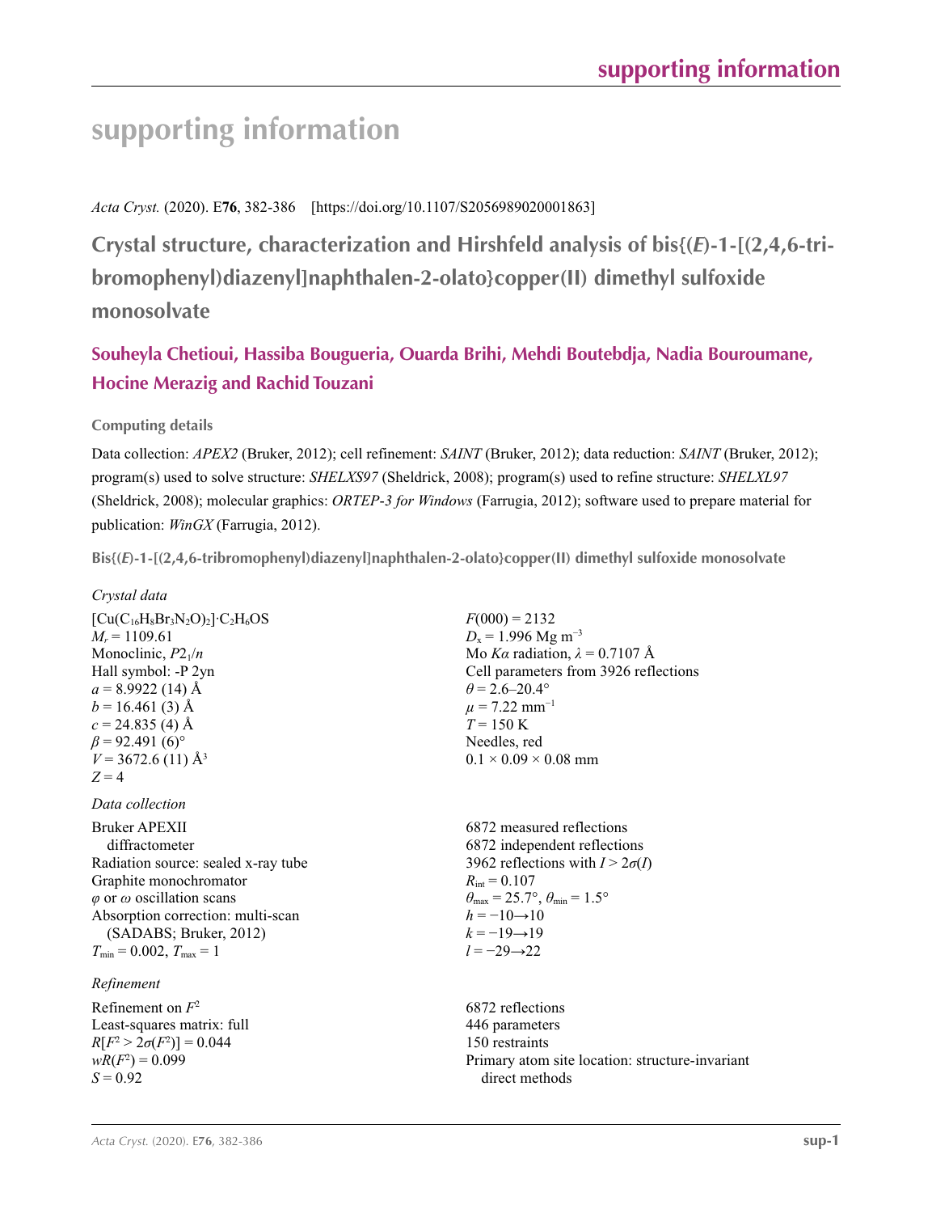# supporting information

*Acta Cryst.* (2020). E**76**, 382-386    [https://doi.org/10.1107/S2056989020001863]

## Crystal structure, characterization and Hirshfeld analysis of bis{(*E*)-1-[(2,4,6-tribromophenyl)diazenyl]naphthalen-2-olato}copper(II) dimethyl sulfoxide monosolvate

**Souheyla Chetioui, Hassiba Bougueria, Ouarda Brihi, Mehdi Boutebdja, Nadia Bouroumane, Hocine Merazig and Rachid Touzani**

### Computing details

Data collection: *APEX2* (Bruker, 2012); cell refinement: *SAINT* (Bruker, 2012); data reduction: *SAINT* (Bruker, 2012); program(s) used to solve structure: *SHELXS97* (Sheldrick, 2008); program(s) used to refine structure: *SHELXL97* (Sheldrick, 2008); molecular graphics: *ORTEP-3 for Windows* (Farrugia, 2012); software used to prepare material for publication: *WinGX* (Farrugia, 2012).

### Bis{(*E*)-1-[(2,4,6-tribromophenyl)diazenyl]naphthalen-2-olato}copper(II) dimethyl sulfoxide monosolvate

*Crystal data*

$[Cu(C_{16}H_8Br_3N_2O)_2]\cdot C_2H_6OS$
$M_r = 1109.61$
Monoclinic, $P2_1/n$
Hall symbol: -P 2yn
$a = 8.9922$ (14) Å
$b = 16.461$ (3) Å
$c = 24.835$ (4) Å
$\beta = 92.491$ (6)°
$V = 3672.6$ (11) Å$^3$
$Z = 4$
$F(000) = 2132$
$D_x = 1.996$ Mg m$^{-3}$
Mo $K\alpha$ radiation, $\lambda = 0.7107$ Å
Cell parameters from 3926 reflections
$\theta = 2.6$–20.4°
$\mu = 7.22$ mm$^{-1}$
$T = 150$ K
Needles, red
0.1 × 0.09 × 0.08 mm

*Data collection*

Bruker APEXII diffractometer
Radiation source: sealed x-ray tube
Graphite monochromator
$\varphi$ or $\omega$ oscillation scans
Absorption correction: multi-scan (SADABS; Bruker, 2012)
$T_{min} = 0.002$, $T_{max} = 1$
6872 measured reflections
6872 independent reflections
3962 reflections with $I > 2\sigma(I)$
$R_{int} = 0.107$
$\theta_{max} = 25.7°$, $\theta_{min} = 1.5°$
$h = -10 \rightarrow 10$
$k = -19 \rightarrow 19$
$l = -29 \rightarrow 22$

*Refinement*

Refinement on $F^2$
Least-squares matrix: full
$R[F^2 > 2\sigma(F^2)] = 0.044$
$wR(F^2) = 0.099$
$S = 0.92$
6872 reflections
446 parameters
150 restraints
Primary atom site location: structure-invariant direct methods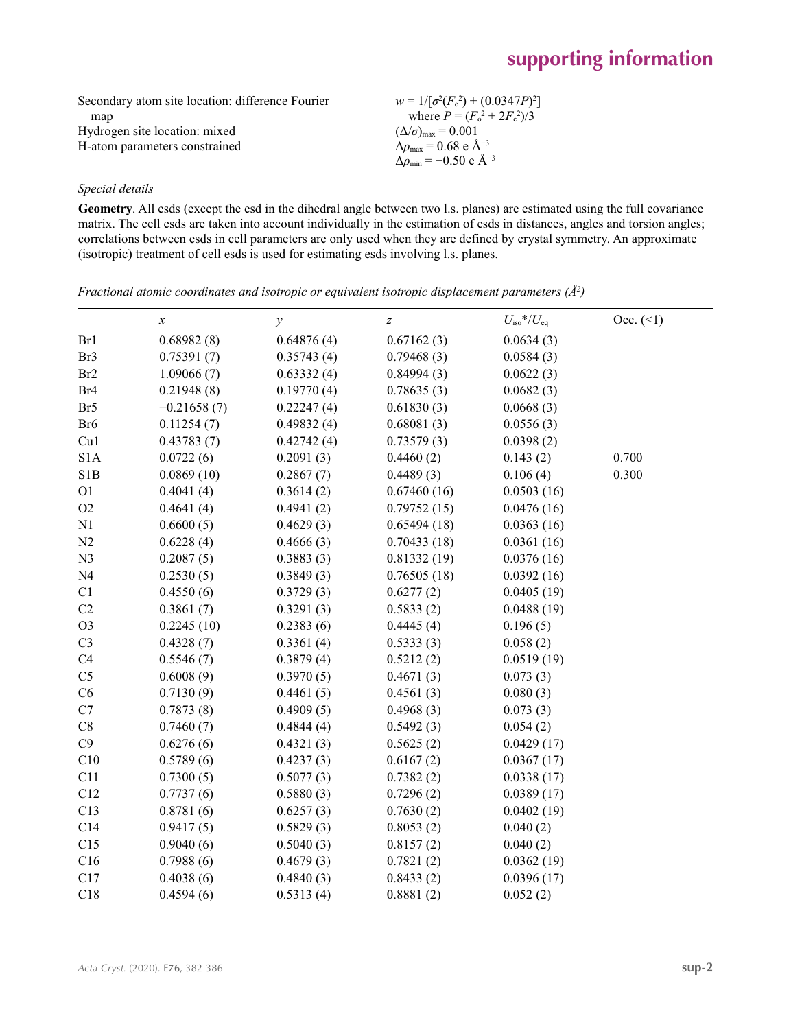Secondary atom site location: difference Fourier map
Hydrogen site location: mixed
H-atom parameters constrained

$w = 1/[\sigma^2(F_o^2) + (0.0347P)^2]$
where $P = (F_o^2 + 2F_c^2)/3$
$(\Delta/\sigma)_{max} = 0.001$
$\Delta\rho_{max} = 0.68$ e Å$^{-3}$
$\Delta\rho_{min} = -0.50$ e Å$^{-3}$

*Special details*

**Geometry**. All esds (except the esd in the dihedral angle between two l.s. planes) are estimated using the full covariance matrix. The cell esds are taken into account individually in the estimation of esds in distances, angles and torsion angles; correlations between esds in cell parameters are only used when they are defined by crystal symmetry. An approximate (isotropic) treatment of cell esds is used for estimating esds involving l.s. planes.

*Fractional atomic coordinates and isotropic or equivalent isotropic displacement parameters (Å²)*

| | $x$ | $y$ | $z$ | $U_{iso}$*/$U_{eq}$ | Occ. (<1) |
|---|---|---|---|---|---|
| Br1 | 0.68982 (8) | 0.64876 (4) | 0.67162 (3) | 0.0634 (3) | |
| Br3 | 0.75391 (7) | 0.35743 (4) | 0.79468 (3) | 0.0584 (3) | |
| Br2 | 1.09066 (7) | 0.63332 (4) | 0.84994 (3) | 0.0622 (3) | |
| Br4 | 0.21948 (8) | 0.19770 (4) | 0.78635 (3) | 0.0682 (3) | |
| Br5 | −0.21658 (7) | 0.22247 (4) | 0.61830 (3) | 0.0668 (3) | |
| Br6 | 0.11254 (7) | 0.49832 (4) | 0.68081 (3) | 0.0556 (3) | |
| Cu1 | 0.43783 (7) | 0.42742 (4) | 0.73579 (3) | 0.0398 (2) | |
| S1A | 0.0722 (6) | 0.2091 (3) | 0.4460 (2) | 0.143 (2) | 0.700 |
| S1B | 0.0869 (10) | 0.2867 (7) | 0.4489 (3) | 0.106 (4) | 0.300 |
| O1 | 0.4041 (4) | 0.3614 (2) | 0.67460 (16) | 0.0503 (16) | |
| O2 | 0.4641 (4) | 0.4941 (2) | 0.79752 (15) | 0.0476 (16) | |
| N1 | 0.6600 (5) | 0.4629 (3) | 0.65494 (18) | 0.0363 (16) | |
| N2 | 0.6228 (4) | 0.4666 (3) | 0.70433 (18) | 0.0361 (16) | |
| N3 | 0.2087 (5) | 0.3883 (3) | 0.81332 (19) | 0.0376 (16) | |
| N4 | 0.2530 (5) | 0.3849 (3) | 0.76505 (18) | 0.0392 (16) | |
| C1 | 0.4550 (6) | 0.3729 (3) | 0.6277 (2) | 0.0405 (19) | |
| C2 | 0.3861 (7) | 0.3291 (3) | 0.5833 (2) | 0.0488 (19) | |
| O3 | 0.2245 (10) | 0.2383 (6) | 0.4445 (4) | 0.196 (5) | |
| C3 | 0.4328 (7) | 0.3361 (4) | 0.5333 (3) | 0.058 (2) | |
| C4 | 0.5546 (7) | 0.3879 (4) | 0.5212 (2) | 0.0519 (19) | |
| C5 | 0.6008 (9) | 0.3970 (5) | 0.4671 (3) | 0.073 (3) | |
| C6 | 0.7130 (9) | 0.4461 (5) | 0.4561 (3) | 0.080 (3) | |
| C7 | 0.7873 (8) | 0.4909 (5) | 0.4968 (3) | 0.073 (3) | |
| C8 | 0.7460 (7) | 0.4844 (4) | 0.5492 (3) | 0.054 (2) | |
| C9 | 0.6276 (6) | 0.4321 (3) | 0.5625 (2) | 0.0429 (17) | |
| C10 | 0.5789 (6) | 0.4237 (3) | 0.6167 (2) | 0.0367 (17) | |
| C11 | 0.7300 (5) | 0.5077 (3) | 0.7382 (2) | 0.0338 (17) | |
| C12 | 0.7737 (6) | 0.5880 (3) | 0.7296 (2) | 0.0389 (17) | |
| C13 | 0.8781 (6) | 0.6257 (3) | 0.7630 (2) | 0.0402 (19) | |
| C14 | 0.9417 (5) | 0.5829 (3) | 0.8053 (2) | 0.040 (2) | |
| C15 | 0.9040 (6) | 0.5040 (3) | 0.8157 (2) | 0.040 (2) | |
| C16 | 0.7988 (6) | 0.4679 (3) | 0.7821 (2) | 0.0362 (19) | |
| C17 | 0.4038 (6) | 0.4840 (3) | 0.8433 (2) | 0.0396 (17) | |
| C18 | 0.4594 (6) | 0.5313 (4) | 0.8881 (2) | 0.052 (2) | |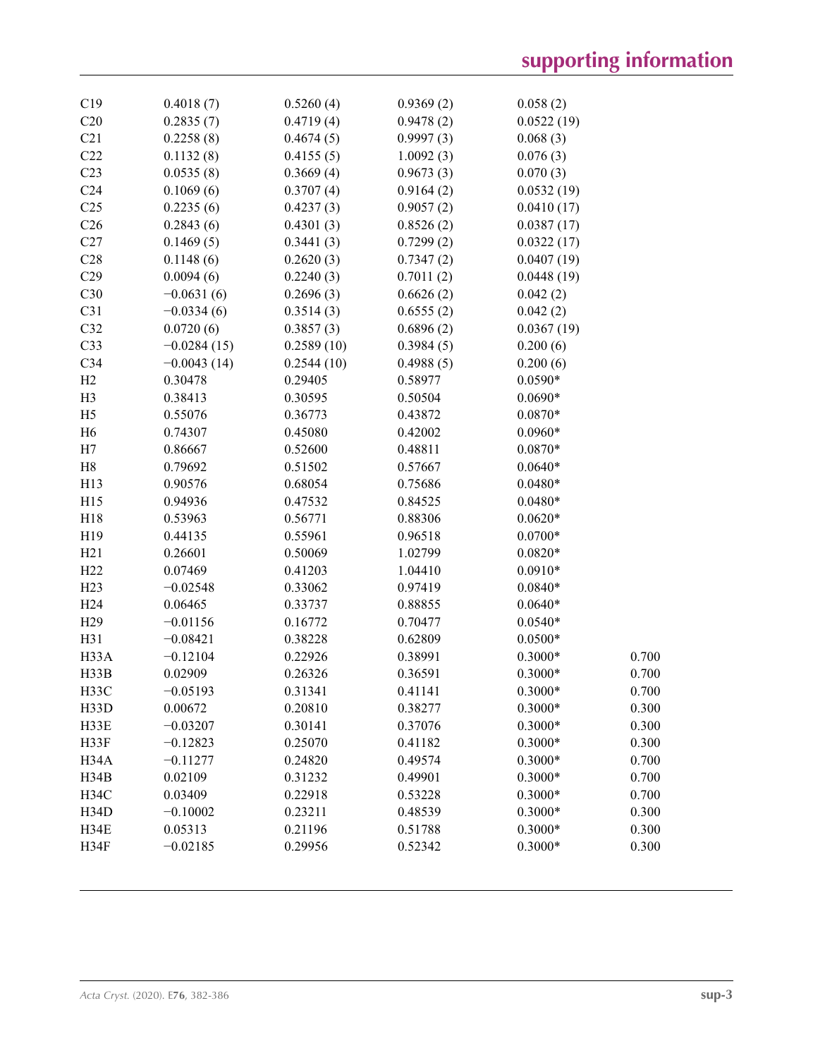| | | | | | |
|---|---|---|---|---|---|
| C19 | 0.4018 (7) | 0.5260 (4) | 0.9369 (2) | 0.058 (2) | |
| C20 | 0.2835 (7) | 0.4719 (4) | 0.9478 (2) | 0.0522 (19) | |
| C21 | 0.2258 (8) | 0.4674 (5) | 0.9997 (3) | 0.068 (3) | |
| C22 | 0.1132 (8) | 0.4155 (5) | 1.0092 (3) | 0.076 (3) | |
| C23 | 0.0535 (8) | 0.3669 (4) | 0.9673 (3) | 0.070 (3) | |
| C24 | 0.1069 (6) | 0.3707 (4) | 0.9164 (2) | 0.0532 (19) | |
| C25 | 0.2235 (6) | 0.4237 (3) | 0.9057 (2) | 0.0410 (17) | |
| C26 | 0.2843 (6) | 0.4301 (3) | 0.8526 (2) | 0.0387 (17) | |
| C27 | 0.1469 (5) | 0.3441 (3) | 0.7299 (2) | 0.0322 (17) | |
| C28 | 0.1148 (6) | 0.2620 (3) | 0.7347 (2) | 0.0407 (19) | |
| C29 | 0.0094 (6) | 0.2240 (3) | 0.7011 (2) | 0.0448 (19) | |
| C30 | −0.0631 (6) | 0.2696 (3) | 0.6626 (2) | 0.042 (2) | |
| C31 | −0.0334 (6) | 0.3514 (3) | 0.6555 (2) | 0.042 (2) | |
| C32 | 0.0720 (6) | 0.3857 (3) | 0.6896 (2) | 0.0367 (19) | |
| C33 | −0.0284 (15) | 0.2589 (10) | 0.3984 (5) | 0.200 (6) | |
| C34 | −0.0043 (14) | 0.2544 (10) | 0.4988 (5) | 0.200 (6) | |
| H2 | 0.30478 | 0.29405 | 0.58977 | 0.0590* | |
| H3 | 0.38413 | 0.30595 | 0.50504 | 0.0690* | |
| H5 | 0.55076 | 0.36773 | 0.43872 | 0.0870* | |
| H6 | 0.74307 | 0.45080 | 0.42002 | 0.0960* | |
| H7 | 0.86667 | 0.52600 | 0.48811 | 0.0870* | |
| H8 | 0.79692 | 0.51502 | 0.57667 | 0.0640* | |
| H13 | 0.90576 | 0.68054 | 0.75686 | 0.0480* | |
| H15 | 0.94936 | 0.47532 | 0.84525 | 0.0480* | |
| H18 | 0.53963 | 0.56771 | 0.88306 | 0.0620* | |
| H19 | 0.44135 | 0.55961 | 0.96518 | 0.0700* | |
| H21 | 0.26601 | 0.50069 | 1.02799 | 0.0820* | |
| H22 | 0.07469 | 0.41203 | 1.04410 | 0.0910* | |
| H23 | −0.02548 | 0.33062 | 0.97419 | 0.0840* | |
| H24 | 0.06465 | 0.33737 | 0.88855 | 0.0640* | |
| H29 | −0.01156 | 0.16772 | 0.70477 | 0.0540* | |
| H31 | −0.08421 | 0.38228 | 0.62809 | 0.0500* | |
| H33A | −0.12104 | 0.22926 | 0.38991 | 0.3000* | 0.700 |
| H33B | 0.02909 | 0.26326 | 0.36591 | 0.3000* | 0.700 |
| H33C | −0.05193 | 0.31341 | 0.41141 | 0.3000* | 0.700 |
| H33D | 0.00672 | 0.20810 | 0.38277 | 0.3000* | 0.300 |
| H33E | −0.03207 | 0.30141 | 0.37076 | 0.3000* | 0.300 |
| H33F | −0.12823 | 0.25070 | 0.41182 | 0.3000* | 0.300 |
| H34A | −0.11277 | 0.24820 | 0.49574 | 0.3000* | 0.700 |
| H34B | 0.02109 | 0.31232 | 0.49901 | 0.3000* | 0.700 |
| H34C | 0.03409 | 0.22918 | 0.53228 | 0.3000* | 0.700 |
| H34D | −0.10002 | 0.23211 | 0.48539 | 0.3000* | 0.300 |
| H34E | 0.05313 | 0.21196 | 0.51788 | 0.3000* | 0.300 |
| H34F | −0.02185 | 0.29956 | 0.52342 | 0.3000* | 0.300 |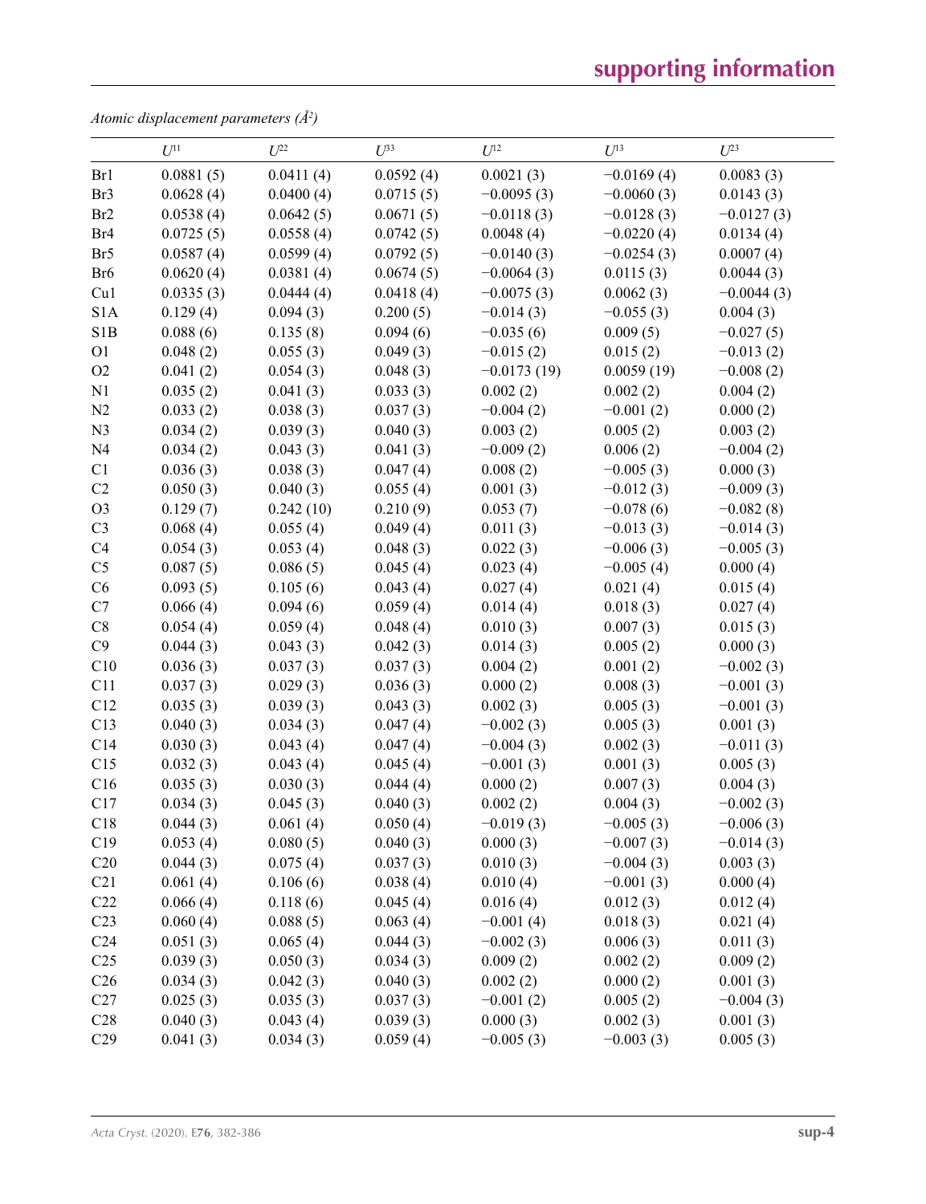*Atomic displacement parameters (Å²)*

| | $U^{11}$ | $U^{22}$ | $U^{33}$ | $U^{12}$ | $U^{13}$ | $U^{23}$ |
|---|---|---|---|---|---|---|
| Br1 | 0.0881 (5) | 0.0411 (4) | 0.0592 (4) | 0.0021 (3) | −0.0169 (4) | 0.0083 (3) |
| Br3 | 0.0628 (4) | 0.0400 (4) | 0.0715 (5) | −0.0095 (3) | −0.0060 (3) | 0.0143 (3) |
| Br2 | 0.0538 (4) | 0.0642 (5) | 0.0671 (5) | −0.0118 (3) | −0.0128 (3) | −0.0127 (3) |
| Br4 | 0.0725 (5) | 0.0558 (4) | 0.0742 (5) | 0.0048 (4) | −0.0220 (4) | 0.0134 (4) |
| Br5 | 0.0587 (4) | 0.0599 (4) | 0.0792 (5) | −0.0140 (3) | −0.0254 (3) | 0.0007 (4) |
| Br6 | 0.0620 (4) | 0.0381 (4) | 0.0674 (5) | −0.0064 (3) | 0.0115 (3) | 0.0044 (3) |
| Cu1 | 0.0335 (3) | 0.0444 (4) | 0.0418 (4) | −0.0075 (3) | 0.0062 (3) | −0.0044 (3) |
| S1A | 0.129 (4) | 0.094 (3) | 0.200 (5) | −0.014 (3) | −0.055 (3) | 0.004 (3) |
| S1B | 0.088 (6) | 0.135 (8) | 0.094 (6) | −0.035 (6) | 0.009 (5) | −0.027 (5) |
| O1 | 0.048 (2) | 0.055 (3) | 0.049 (3) | −0.015 (2) | 0.015 (2) | −0.013 (2) |
| O2 | 0.041 (2) | 0.054 (3) | 0.048 (3) | −0.0173 (19) | 0.0059 (19) | −0.008 (2) |
| N1 | 0.035 (2) | 0.041 (3) | 0.033 (3) | 0.002 (2) | 0.002 (2) | 0.004 (2) |
| N2 | 0.033 (2) | 0.038 (3) | 0.037 (3) | −0.004 (2) | −0.001 (2) | 0.000 (2) |
| N3 | 0.034 (2) | 0.039 (3) | 0.040 (3) | 0.003 (2) | 0.005 (2) | 0.003 (2) |
| N4 | 0.034 (2) | 0.043 (3) | 0.041 (3) | −0.009 (2) | 0.006 (2) | −0.004 (2) |
| C1 | 0.036 (3) | 0.038 (3) | 0.047 (4) | 0.008 (2) | −0.005 (3) | 0.000 (3) |
| C2 | 0.050 (3) | 0.040 (3) | 0.055 (4) | 0.001 (3) | −0.012 (3) | −0.009 (3) |
| O3 | 0.129 (7) | 0.242 (10) | 0.210 (9) | 0.053 (7) | −0.078 (6) | −0.082 (8) |
| C3 | 0.068 (4) | 0.055 (4) | 0.049 (4) | 0.011 (3) | −0.013 (3) | −0.014 (3) |
| C4 | 0.054 (3) | 0.053 (4) | 0.048 (3) | 0.022 (3) | −0.006 (3) | −0.005 (3) |
| C5 | 0.087 (5) | 0.086 (5) | 0.045 (4) | 0.023 (4) | −0.005 (4) | 0.000 (4) |
| C6 | 0.093 (5) | 0.105 (6) | 0.043 (4) | 0.027 (4) | 0.021 (4) | 0.015 (4) |
| C7 | 0.066 (4) | 0.094 (6) | 0.059 (4) | 0.014 (4) | 0.018 (3) | 0.027 (4) |
| C8 | 0.054 (4) | 0.059 (4) | 0.048 (4) | 0.010 (3) | 0.007 (3) | 0.015 (3) |
| C9 | 0.044 (3) | 0.043 (3) | 0.042 (3) | 0.014 (3) | 0.005 (2) | 0.000 (3) |
| C10 | 0.036 (3) | 0.037 (3) | 0.037 (3) | 0.004 (2) | 0.001 (2) | −0.002 (3) |
| C11 | 0.037 (3) | 0.029 (3) | 0.036 (3) | 0.000 (2) | 0.008 (3) | −0.001 (3) |
| C12 | 0.035 (3) | 0.039 (3) | 0.043 (3) | 0.002 (3) | 0.005 (3) | −0.001 (3) |
| C13 | 0.040 (3) | 0.034 (3) | 0.047 (4) | −0.002 (3) | 0.005 (3) | 0.001 (3) |
| C14 | 0.030 (3) | 0.043 (4) | 0.047 (4) | −0.004 (3) | 0.002 (3) | −0.011 (3) |
| C15 | 0.032 (3) | 0.043 (4) | 0.045 (4) | −0.001 (3) | 0.001 (3) | 0.005 (3) |
| C16 | 0.035 (3) | 0.030 (3) | 0.044 (4) | 0.000 (2) | 0.007 (3) | 0.004 (3) |
| C17 | 0.034 (3) | 0.045 (3) | 0.040 (3) | 0.002 (2) | 0.004 (3) | −0.002 (3) |
| C18 | 0.044 (3) | 0.061 (4) | 0.050 (4) | −0.019 (3) | −0.005 (3) | −0.006 (3) |
| C19 | 0.053 (4) | 0.080 (5) | 0.040 (3) | 0.000 (3) | −0.007 (3) | −0.014 (3) |
| C20 | 0.044 (3) | 0.075 (4) | 0.037 (3) | 0.010 (3) | −0.004 (3) | 0.003 (3) |
| C21 | 0.061 (4) | 0.106 (6) | 0.038 (4) | 0.010 (4) | −0.001 (3) | 0.000 (4) |
| C22 | 0.066 (4) | 0.118 (6) | 0.045 (4) | 0.016 (4) | 0.012 (3) | 0.012 (4) |
| C23 | 0.060 (4) | 0.088 (5) | 0.063 (4) | −0.001 (4) | 0.018 (3) | 0.021 (4) |
| C24 | 0.051 (3) | 0.065 (4) | 0.044 (3) | −0.002 (3) | 0.006 (3) | 0.011 (3) |
| C25 | 0.039 (3) | 0.050 (3) | 0.034 (3) | 0.009 (2) | 0.002 (2) | 0.009 (2) |
| C26 | 0.034 (3) | 0.042 (3) | 0.040 (3) | 0.002 (2) | 0.000 (2) | 0.001 (3) |
| C27 | 0.025 (3) | 0.035 (3) | 0.037 (3) | −0.001 (2) | 0.005 (2) | −0.004 (3) |
| C28 | 0.040 (3) | 0.043 (4) | 0.039 (3) | 0.000 (3) | 0.002 (3) | 0.001 (3) |
| C29 | 0.041 (3) | 0.034 (3) | 0.059 (4) | −0.005 (3) | −0.003 (3) | 0.005 (3) |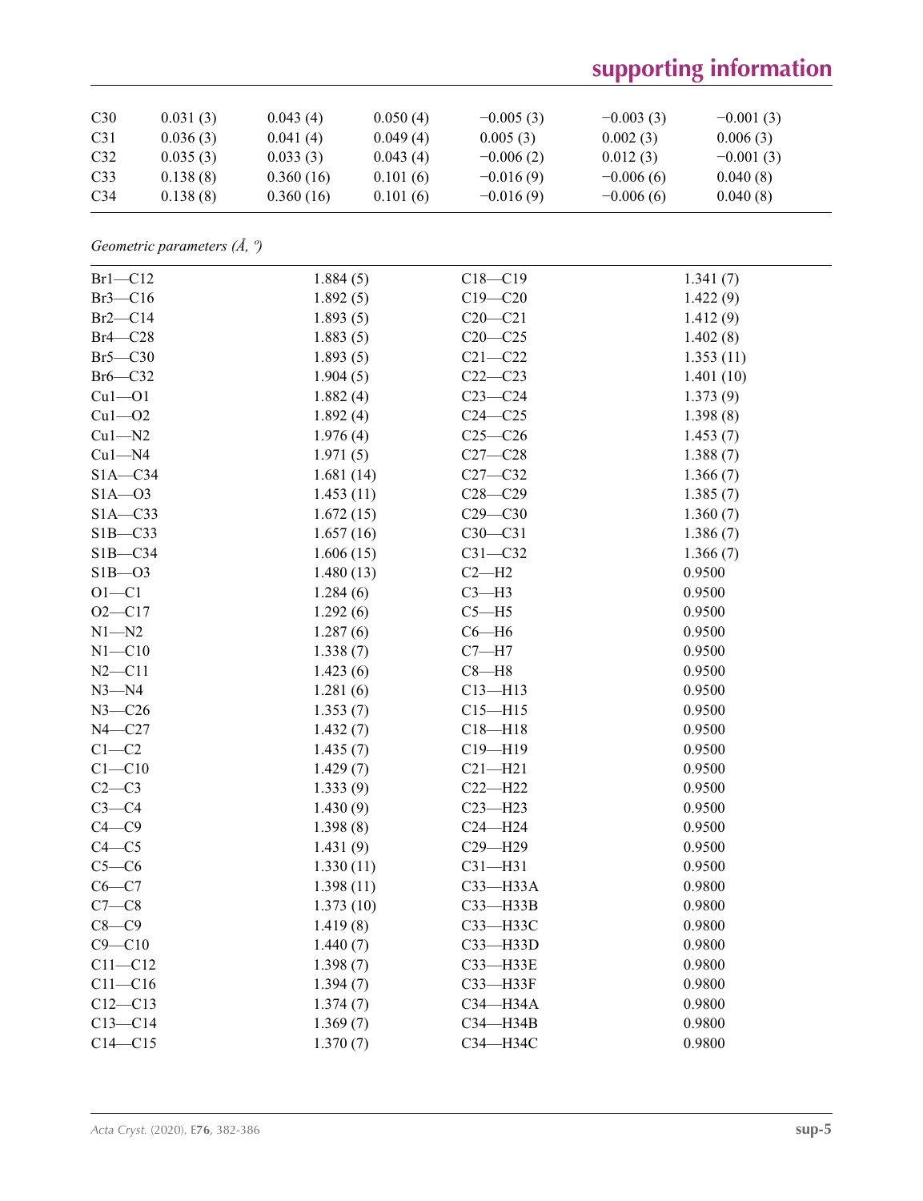| C30 | 0.031 (3) | 0.043 (4) | 0.050 (4) | −0.005 (3) | −0.003 (3) | −0.001 (3) |
|---|---|---|---|---|---|---|
| C31 | 0.036 (3) | 0.041 (4) | 0.049 (4) | 0.005 (3) | 0.002 (3) | 0.006 (3) |
| C32 | 0.035 (3) | 0.033 (3) | 0.043 (4) | −0.006 (2) | 0.012 (3) | −0.001 (3) |
| C33 | 0.138 (8) | 0.360 (16) | 0.101 (6) | −0.016 (9) | −0.006 (6) | 0.040 (8) |
| C34 | 0.138 (8) | 0.360 (16) | 0.101 (6) | −0.016 (9) | −0.006 (6) | 0.040 (8) |

*Geometric parameters (Å, º)*

| | | | |
|---|---|---|---|
| Br1—C12 | 1.884 (5) | C18—C19 | 1.341 (7) |
| Br3—C16 | 1.892 (5) | C19—C20 | 1.422 (9) |
| Br2—C14 | 1.893 (5) | C20—C21 | 1.412 (9) |
| Br4—C28 | 1.883 (5) | C20—C25 | 1.402 (8) |
| Br5—C30 | 1.893 (5) | C21—C22 | 1.353 (11) |
| Br6—C32 | 1.904 (5) | C22—C23 | 1.401 (10) |
| Cu1—O1 | 1.882 (4) | C23—C24 | 1.373 (9) |
| Cu1—O2 | 1.892 (4) | C24—C25 | 1.398 (8) |
| Cu1—N2 | 1.976 (4) | C25—C26 | 1.453 (7) |
| Cu1—N4 | 1.971 (5) | C27—C28 | 1.388 (7) |
| S1A—C34 | 1.681 (14) | C27—C32 | 1.366 (7) |
| S1A—O3 | 1.453 (11) | C28—C29 | 1.385 (7) |
| S1A—C33 | 1.672 (15) | C29—C30 | 1.360 (7) |
| S1B—C33 | 1.657 (16) | C30—C31 | 1.386 (7) |
| S1B—C34 | 1.606 (15) | C31—C32 | 1.366 (7) |
| S1B—O3 | 1.480 (13) | C2—H2 | 0.9500 |
| O1—C1 | 1.284 (6) | C3—H3 | 0.9500 |
| O2—C17 | 1.292 (6) | C5—H5 | 0.9500 |
| N1—N2 | 1.287 (6) | C6—H6 | 0.9500 |
| N1—C10 | 1.338 (7) | C7—H7 | 0.9500 |
| N2—C11 | 1.423 (6) | C8—H8 | 0.9500 |
| N3—N4 | 1.281 (6) | C13—H13 | 0.9500 |
| N3—C26 | 1.353 (7) | C15—H15 | 0.9500 |
| N4—C27 | 1.432 (7) | C18—H18 | 0.9500 |
| C1—C2 | 1.435 (7) | C19—H19 | 0.9500 |
| C1—C10 | 1.429 (7) | C21—H21 | 0.9500 |
| C2—C3 | 1.333 (9) | C22—H22 | 0.9500 |
| C3—C4 | 1.430 (9) | C23—H23 | 0.9500 |
| C4—C9 | 1.398 (8) | C24—H24 | 0.9500 |
| C4—C5 | 1.431 (9) | C29—H29 | 0.9500 |
| C5—C6 | 1.330 (11) | C31—H31 | 0.9500 |
| C6—C7 | 1.398 (11) | C33—H33A | 0.9800 |
| C7—C8 | 1.373 (10) | C33—H33B | 0.9800 |
| C8—C9 | 1.419 (8) | C33—H33C | 0.9800 |
| C9—C10 | 1.440 (7) | C33—H33D | 0.9800 |
| C11—C12 | 1.398 (7) | C33—H33E | 0.9800 |
| C11—C16 | 1.394 (7) | C33—H33F | 0.9800 |
| C12—C13 | 1.374 (7) | C34—H34A | 0.9800 |
| C13—C14 | 1.369 (7) | C34—H34B | 0.9800 |
| C14—C15 | 1.370 (7) | C34—H34C | 0.9800 |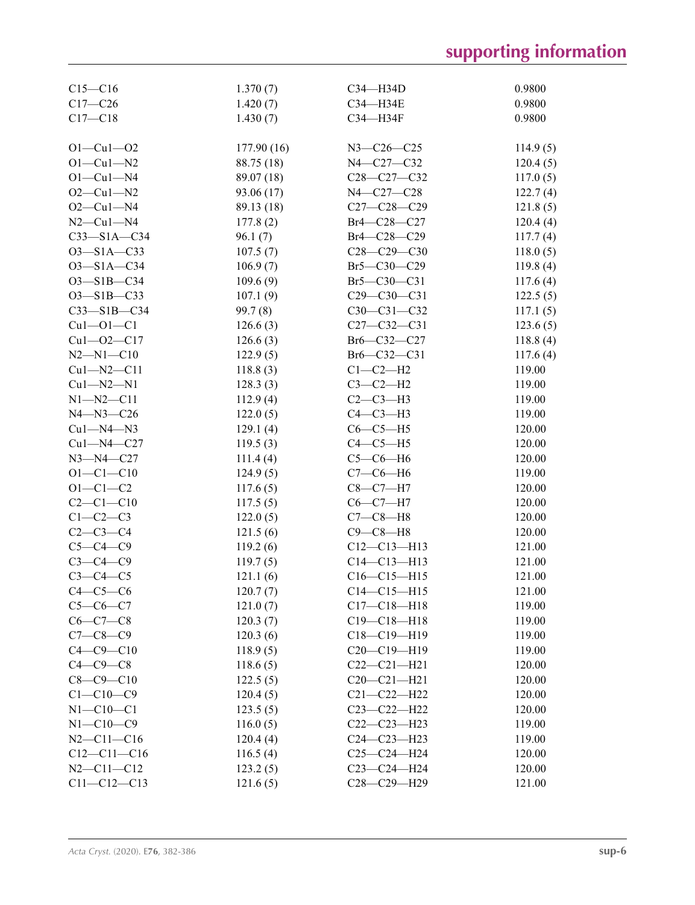| | | | |
|---|---|---|---|
| C15—C16 | 1.370 (7) | C34—H34D | 0.9800 |
| C17—C26 | 1.420 (7) | C34—H34E | 0.9800 |
| C17—C18 | 1.430 (7) | C34—H34F | 0.9800 |
| | | | |
| O1—Cu1—O2 | 177.90 (16) | N3—C26—C25 | 114.9 (5) |
| O1—Cu1—N2 | 88.75 (18) | N4—C27—C32 | 120.4 (5) |
| O1—Cu1—N4 | 89.07 (18) | C28—C27—C32 | 117.0 (5) |
| O2—Cu1—N2 | 93.06 (17) | N4—C27—C28 | 122.7 (4) |
| O2—Cu1—N4 | 89.13 (18) | C27—C28—C29 | 121.8 (5) |
| N2—Cu1—N4 | 177.8 (2) | Br4—C28—C27 | 120.4 (4) |
| C33—S1A—C34 | 96.1 (7) | Br4—C28—C29 | 117.7 (4) |
| O3—S1A—C33 | 107.5 (7) | C28—C29—C30 | 118.0 (5) |
| O3—S1A—C34 | 106.9 (7) | Br5—C30—C29 | 119.8 (4) |
| O3—S1B—C34 | 109.6 (9) | Br5—C30—C31 | 117.6 (4) |
| O3—S1B—C33 | 107.1 (9) | C29—C30—C31 | 122.5 (5) |
| C33—S1B—C34 | 99.7 (8) | C30—C31—C32 | 117.1 (5) |
| Cu1—O1—C1 | 126.6 (3) | C27—C32—C31 | 123.6 (5) |
| Cu1—O2—C17 | 126.6 (3) | Br6—C32—C27 | 118.8 (4) |
| N2—N1—C10 | 122.9 (5) | Br6—C32—C31 | 117.6 (4) |
| Cu1—N2—C11 | 118.8 (3) | C1—C2—H2 | 119.00 |
| Cu1—N2—N1 | 128.3 (3) | C3—C2—H2 | 119.00 |
| N1—N2—C11 | 112.9 (4) | C2—C3—H3 | 119.00 |
| N4—N3—C26 | 122.0 (5) | C4—C3—H3 | 119.00 |
| Cu1—N4—N3 | 129.1 (4) | C6—C5—H5 | 120.00 |
| Cu1—N4—C27 | 119.5 (3) | C4—C5—H5 | 120.00 |
| N3—N4—C27 | 111.4 (4) | C5—C6—H6 | 120.00 |
| O1—C1—C10 | 124.9 (5) | C7—C6—H6 | 119.00 |
| O1—C1—C2 | 117.6 (5) | C8—C7—H7 | 120.00 |
| C2—C1—C10 | 117.5 (5) | C6—C7—H7 | 120.00 |
| C1—C2—C3 | 122.0 (5) | C7—C8—H8 | 120.00 |
| C2—C3—C4 | 121.5 (6) | C9—C8—H8 | 120.00 |
| C5—C4—C9 | 119.2 (6) | C12—C13—H13 | 121.00 |
| C3—C4—C9 | 119.7 (5) | C14—C13—H13 | 121.00 |
| C3—C4—C5 | 121.1 (6) | C16—C15—H15 | 121.00 |
| C4—C5—C6 | 120.7 (7) | C14—C15—H15 | 121.00 |
| C5—C6—C7 | 121.0 (7) | C17—C18—H18 | 119.00 |
| C6—C7—C8 | 120.3 (7) | C19—C18—H18 | 119.00 |
| C7—C8—C9 | 120.3 (6) | C18—C19—H19 | 119.00 |
| C4—C9—C10 | 118.9 (5) | C20—C19—H19 | 119.00 |
| C4—C9—C8 | 118.6 (5) | C22—C21—H21 | 120.00 |
| C8—C9—C10 | 122.5 (5) | C20—C21—H21 | 120.00 |
| C1—C10—C9 | 120.4 (5) | C21—C22—H22 | 120.00 |
| N1—C10—C1 | 123.5 (5) | C23—C22—H22 | 120.00 |
| N1—C10—C9 | 116.0 (5) | C22—C23—H23 | 119.00 |
| N2—C11—C16 | 120.4 (4) | C24—C23—H23 | 119.00 |
| C12—C11—C16 | 116.5 (4) | C25—C24—H24 | 120.00 |
| N2—C11—C12 | 123.2 (5) | C23—C24—H24 | 120.00 |
| C11—C12—C13 | 121.6 (5) | C28—C29—H29 | 121.00 |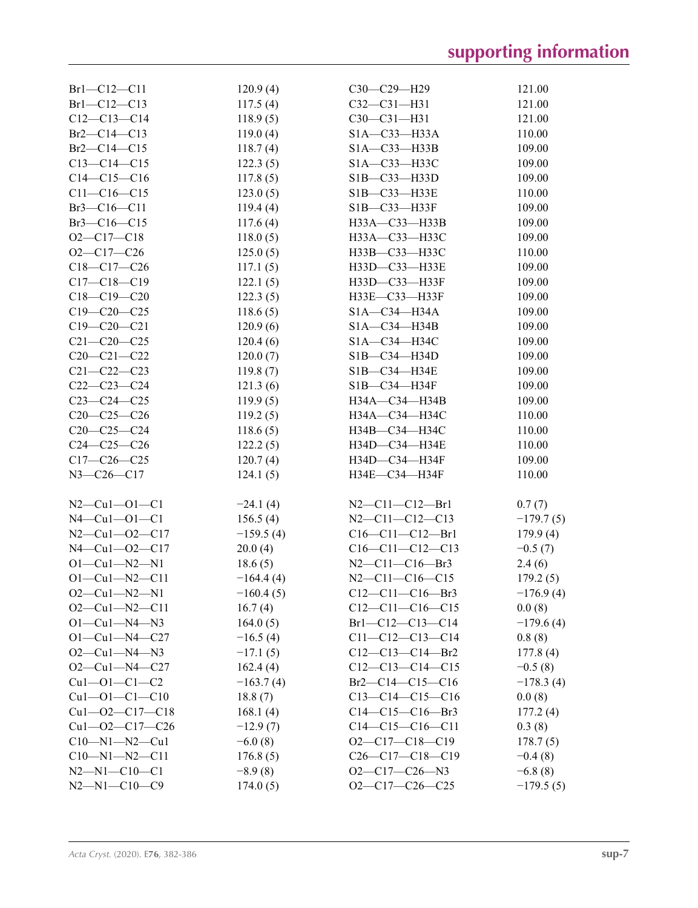| | | | |
|---|---|---|---|
| Br1—C12—C11 | 120.9 (4) | C30—C29—H29 | 121.00 |
| Br1—C12—C13 | 117.5 (4) | C32—C31—H31 | 121.00 |
| C12—C13—C14 | 118.9 (5) | C30—C31—H31 | 121.00 |
| Br2—C14—C13 | 119.0 (4) | S1A—C33—H33A | 110.00 |
| Br2—C14—C15 | 118.7 (4) | S1A—C33—H33B | 109.00 |
| C13—C14—C15 | 122.3 (5) | S1A—C33—H33C | 109.00 |
| C14—C15—C16 | 117.8 (5) | S1B—C33—H33D | 109.00 |
| C11—C16—C15 | 123.0 (5) | S1B—C33—H33E | 110.00 |
| Br3—C16—C11 | 119.4 (4) | S1B—C33—H33F | 109.00 |
| Br3—C16—C15 | 117.6 (4) | H33A—C33—H33B | 109.00 |
| O2—C17—C18 | 118.0 (5) | H33A—C33—H33C | 109.00 |
| O2—C17—C26 | 125.0 (5) | H33B—C33—H33C | 110.00 |
| C18—C17—C26 | 117.1 (5) | H33D—C33—H33E | 109.00 |
| C17—C18—C19 | 122.1 (5) | H33D—C33—H33F | 109.00 |
| C18—C19—C20 | 122.3 (5) | H33E—C33—H33F | 109.00 |
| C19—C20—C25 | 118.6 (5) | S1A—C34—H34A | 109.00 |
| C19—C20—C21 | 120.9 (6) | S1A—C34—H34B | 109.00 |
| C21—C20—C25 | 120.4 (6) | S1A—C34—H34C | 109.00 |
| C20—C21—C22 | 120.0 (7) | S1B—C34—H34D | 109.00 |
| C21—C22—C23 | 119.8 (7) | S1B—C34—H34E | 109.00 |
| C22—C23—C24 | 121.3 (6) | S1B—C34—H34F | 109.00 |
| C23—C24—C25 | 119.9 (5) | H34A—C34—H34B | 109.00 |
| C20—C25—C26 | 119.2 (5) | H34A—C34—H34C | 110.00 |
| C20—C25—C24 | 118.6 (5) | H34B—C34—H34C | 110.00 |
| C24—C25—C26 | 122.2 (5) | H34D—C34—H34E | 110.00 |
| C17—C26—C25 | 120.7 (4) | H34D—C34—H34F | 109.00 |
| N3—C26—C17 | 124.1 (5) | H34E—C34—H34F | 110.00 |

| | | | |
|---|---|---|---|
| N2—Cu1—O1—C1 | −24.1 (4) | N2—C11—C12—Br1 | 0.7 (7) |
| N4—Cu1—O1—C1 | 156.5 (4) | N2—C11—C12—C13 | −179.7 (5) |
| N2—Cu1—O2—C17 | −159.5 (4) | C16—C11—C12—Br1 | 179.9 (4) |
| N4—Cu1—O2—C17 | 20.0 (4) | C16—C11—C12—C13 | −0.5 (7) |
| O1—Cu1—N2—N1 | 18.6 (5) | N2—C11—C16—Br3 | 2.4 (6) |
| O1—Cu1—N2—C11 | −164.4 (4) | N2—C11—C16—C15 | 179.2 (5) |
| O2—Cu1—N2—N1 | −160.4 (5) | C12—C11—C16—Br3 | −176.9 (4) |
| O2—Cu1—N2—C11 | 16.7 (4) | C12—C11—C16—C15 | 0.0 (8) |
| O1—Cu1—N4—N3 | 164.0 (5) | Br1—C12—C13—C14 | −179.6 (4) |
| O1—Cu1—N4—C27 | −16.5 (4) | C11—C12—C13—C14 | 0.8 (8) |
| O2—Cu1—N4—N3 | −17.1 (5) | C12—C13—C14—Br2 | 177.8 (4) |
| O2—Cu1—N4—C27 | 162.4 (4) | C12—C13—C14—C15 | −0.5 (8) |
| Cu1—O1—C1—C2 | −163.7 (4) | Br2—C14—C15—C16 | −178.3 (4) |
| Cu1—O1—C1—C10 | 18.8 (7) | C13—C14—C15—C16 | 0.0 (8) |
| Cu1—O2—C17—C18 | 168.1 (4) | C14—C15—C16—Br3 | 177.2 (4) |
| Cu1—O2—C17—C26 | −12.9 (7) | C14—C15—C16—C11 | 0.3 (8) |
| C10—N1—N2—Cu1 | −6.0 (8) | O2—C17—C18—C19 | 178.7 (5) |
| C10—N1—N2—C11 | 176.8 (5) | C26—C17—C18—C19 | −0.4 (8) |
| N2—N1—C10—C1 | −8.9 (8) | O2—C17—C26—N3 | −6.8 (8) |
| N2—N1—C10—C9 | 174.0 (5) | O2—C17—C26—C25 | −179.5 (5) |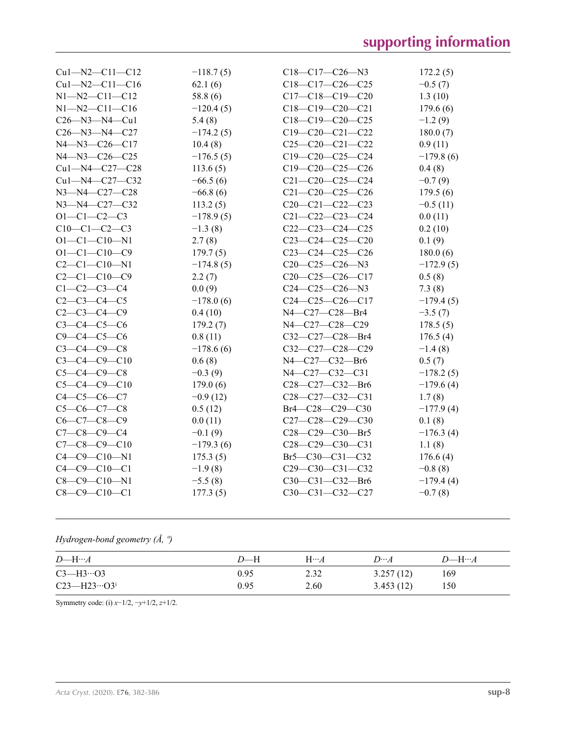| | | | |
|---|---|---|---|
| Cu1—N2—C11—C12 | −118.7 (5) | C18—C17—C26—N3 | 172.2 (5) |
| Cu1—N2—C11—C16 | 62.1 (6) | C18—C17—C26—C25 | −0.5 (7) |
| N1—N2—C11—C12 | 58.8 (6) | C17—C18—C19—C20 | 1.3 (10) |
| N1—N2—C11—C16 | −120.4 (5) | C18—C19—C20—C21 | 179.6 (6) |
| C26—N3—N4—Cu1 | 5.4 (8) | C18—C19—C20—C25 | −1.2 (9) |
| C26—N3—N4—C27 | −174.2 (5) | C19—C20—C21—C22 | 180.0 (7) |
| N4—N3—C26—C17 | 10.4 (8) | C25—C20—C21—C22 | 0.9 (11) |
| N4—N3—C26—C25 | −176.5 (5) | C19—C20—C25—C24 | −179.8 (6) |
| Cu1—N4—C27—C28 | 113.6 (5) | C19—C20—C25—C26 | 0.4 (8) |
| Cu1—N4—C27—C32 | −66.5 (6) | C21—C20—C25—C24 | −0.7 (9) |
| N3—N4—C27—C28 | −66.8 (6) | C21—C20—C25—C26 | 179.5 (6) |
| N3—N4—C27—C32 | 113.2 (5) | C20—C21—C22—C23 | −0.5 (11) |
| O1—C1—C2—C3 | −178.9 (5) | C21—C22—C23—C24 | 0.0 (11) |
| C10—C1—C2—C3 | −1.3 (8) | C22—C23—C24—C25 | 0.2 (10) |
| O1—C1—C10—N1 | 2.7 (8) | C23—C24—C25—C20 | 0.1 (9) |
| O1—C1—C10—C9 | 179.7 (5) | C23—C24—C25—C26 | 180.0 (6) |
| C2—C1—C10—N1 | −174.8 (5) | C20—C25—C26—N3 | −172.9 (5) |
| C2—C1—C10—C9 | 2.2 (7) | C20—C25—C26—C17 | 0.5 (8) |
| C1—C2—C3—C4 | 0.0 (9) | C24—C25—C26—N3 | 7.3 (8) |
| C2—C3—C4—C5 | −178.0 (6) | C24—C25—C26—C17 | −179.4 (5) |
| C2—C3—C4—C9 | 0.4 (10) | N4—C27—C28—Br4 | −3.5 (7) |
| C3—C4—C5—C6 | 179.2 (7) | N4—C27—C28—C29 | 178.5 (5) |
| C9—C4—C5—C6 | 0.8 (11) | C32—C27—C28—Br4 | 176.5 (4) |
| C3—C4—C9—C8 | −178.6 (6) | C32—C27—C28—C29 | −1.4 (8) |
| C3—C4—C9—C10 | 0.6 (8) | N4—C27—C32—Br6 | 0.5 (7) |
| C5—C4—C9—C8 | −0.3 (9) | N4—C27—C32—C31 | −178.2 (5) |
| C5—C4—C9—C10 | 179.0 (6) | C28—C27—C32—Br6 | −179.6 (4) |
| C4—C5—C6—C7 | −0.9 (12) | C28—C27—C32—C31 | 1.7 (8) |
| C5—C6—C7—C8 | 0.5 (12) | Br4—C28—C29—C30 | −177.9 (4) |
| C6—C7—C8—C9 | 0.0 (11) | C27—C28—C29—C30 | 0.1 (8) |
| C7—C8—C9—C4 | −0.1 (9) | C28—C29—C30—Br5 | −176.3 (4) |
| C7—C8—C9—C10 | −179.3 (6) | C28—C29—C30—C31 | 1.1 (8) |
| C4—C9—C10—N1 | 175.3 (5) | Br5—C30—C31—C32 | 176.6 (4) |
| C4—C9—C10—C1 | −1.9 (8) | C29—C30—C31—C32 | −0.8 (8) |
| C8—C9—C10—N1 | −5.5 (8) | C30—C31—C32—Br6 | −179.4 (4) |
| C8—C9—C10—C1 | 177.3 (5) | C30—C31—C32—C27 | −0.7 (8) |

*Hydrogen-bond geometry (Å, º)*

| *D*—H···*A* | *D*—H | H···*A* | *D*···*A* | *D*—H···*A* |
|---|---|---|---|---|
| C3—H3···O3 | 0.95 | 2.32 | 3.257 (12) | 169 |
| C23—H23···O3[i] | 0.95 | 2.60 | 3.453 (12) | 150 |

Symmetry code: (i) $x-1/2, -y+1/2, z+1/2$.